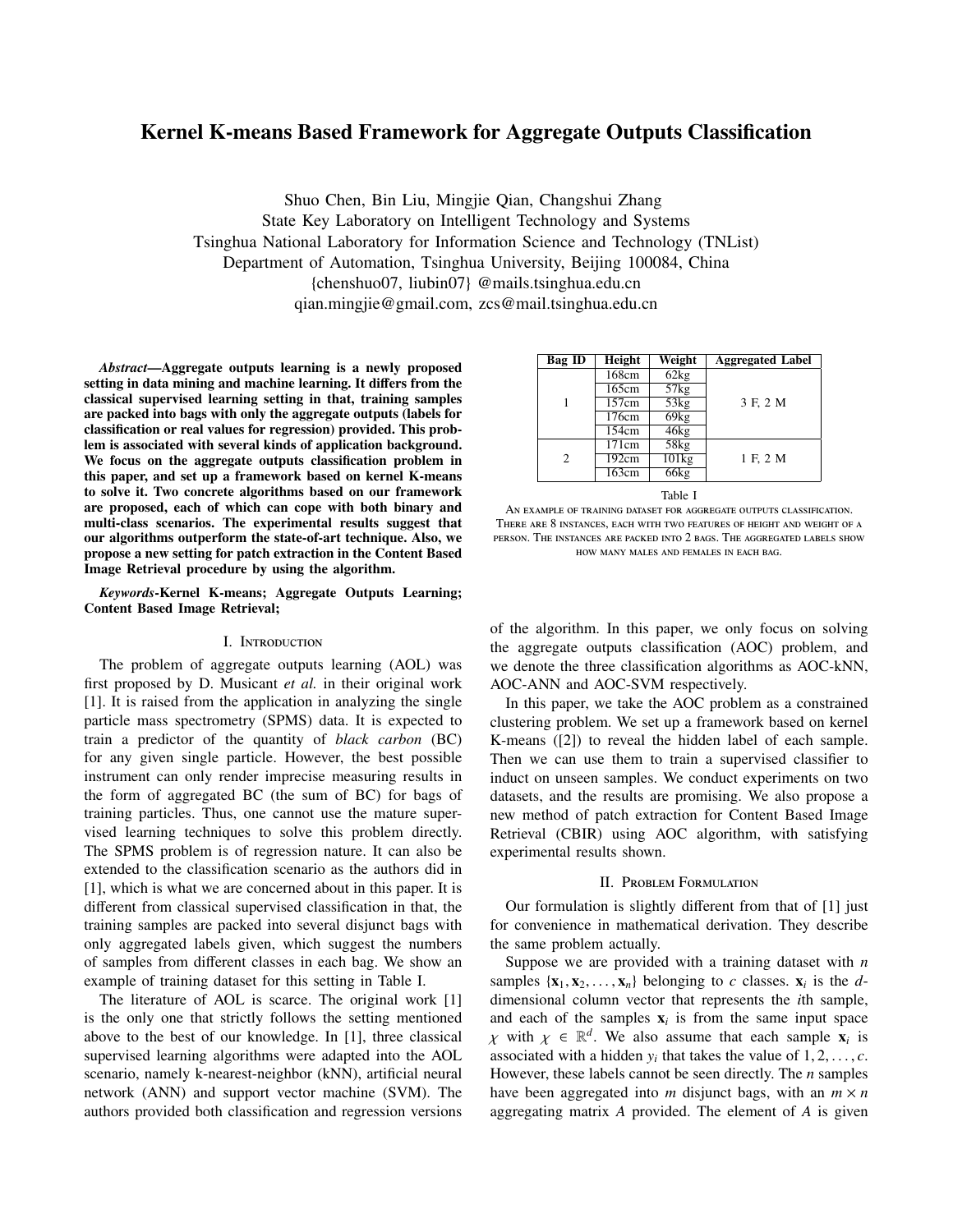# Kernel K-means Based Framework for Aggregate Outputs Classification

Shuo Chen, Bin Liu, Mingjie Qian, Changshui Zhang
State Key Laboratory on Intelligent Technology and Systems
Tsinghua National Laboratory for Information Science and Technology (TNList)
Department of Automation, Tsinghua University, Beijing 100084, China
{chenshuo07, liubin07} @mails.tsinghua.edu.cn
qian.mingjie@gmail.com, zcs@mail.tsinghua.edu.cn

***Abstract*—Aggregate outputs learning is a newly proposed setting in data mining and machine learning. It differs from the classical supervised learning setting in that, training samples are packed into bags with only the aggregate outputs (labels for classification or real values for regression) provided. This problem is associated with several kinds of application background. We focus on the aggregate outputs classification problem in this paper, and set up a framework based on kernel K-means to solve it. Two concrete algorithms based on our framework are proposed, each of which can cope with both binary and multi-class scenarios. The experimental results suggest that our algorithms outperform the state-of-art technique. Also, we propose a new setting for patch extraction in the Content Based Image Retrieval procedure by using the algorithm.**

***Keywords*-Kernel K-means; Aggregate Outputs Learning; Content Based Image Retrieval;**

## I. Introduction

The problem of aggregate outputs learning (AOL) was first proposed by D. Musicant *et al.* in their original work [1]. It is raised from the application in analyzing the single particle mass spectrometry (SPMS) data. It is expected to train a predictor of the quantity of *black carbon* (BC) for any given single particle. However, the best possible instrument can only render imprecise measuring results in the form of aggregated BC (the sum of BC) for bags of training particles. Thus, one cannot use the mature supervised learning techniques to solve this problem directly. The SPMS problem is of regression nature. It can also be extended to the classification scenario as the authors did in [1], which is what we are concerned about in this paper. It is different from classical supervised classification in that, the training samples are packed into several disjunct bags with only aggregated labels given, which suggest the numbers of samples from different classes in each bag. We show an example of training dataset for this setting in Table I.

| Bag ID | Height | Weight | Aggregated Label |
|---|---|---|---|
| 1 | 168cm | 62kg | 3 F, 2 M |
| | 165cm | 57kg | |
| | 157cm | 53kg | |
| | 176cm | 69kg | |
| | 154cm | 46kg | |
| 2 | 171cm | 58kg | 1 F, 2 M |
| | 192cm | 101kg | |
| | 163cm | 66kg | |

Table I

An example of training dataset for aggregate outputs classification. There are 8 instances, each with two features of height and weight of a person. The instances are packed into 2 bags. The aggregated labels show how many males and females in each bag.

The literature of AOL is scarce. The original work [1] is the only one that strictly follows the setting mentioned above to the best of our knowledge. In [1], three classical supervised learning algorithms were adapted into the AOL scenario, namely k-nearest-neighbor (kNN), artificial neural network (ANN) and support vector machine (SVM). The authors provided both classification and regression versions of the algorithm. In this paper, we only focus on solving the aggregate outputs classification (AOC) problem, and we denote the three classification algorithms as AOC-kNN, AOC-ANN and AOC-SVM respectively.

In this paper, we take the AOC problem as a constrained clustering problem. We set up a framework based on kernel K-means ([2]) to reveal the hidden label of each sample. Then we can use them to train a supervised classifier to induct on unseen samples. We conduct experiments on two datasets, and the results are promising. We also propose a new method of patch extraction for Content Based Image Retrieval (CBIR) using AOC algorithm, with satisfying experimental results shown.

## II. Problem Formulation

Our formulation is slightly different from that of [1] just for convenience in mathematical derivation. They describe the same problem actually.

Suppose we are provided with a training dataset with $n$ samples $\{\mathbf{x}_1, \mathbf{x}_2, \dots, \mathbf{x}_n\}$ belonging to $c$ classes. $\mathbf{x}_i$ is the $d$-dimensional column vector that represents the $i$th sample, and each of the samples $\mathbf{x}_i$ is from the same input space $\chi$ with $\chi \in \mathbb{R}^d$. We also assume that each sample $\mathbf{x}_i$ is associated with a hidden $y_i$ that takes the value of $1, 2, \dots, c$. However, these labels cannot be seen directly. The $n$ samples have been aggregated into $m$ disjunct bags, with an $m \times n$ aggregating matrix $A$ provided. The element of $A$ is given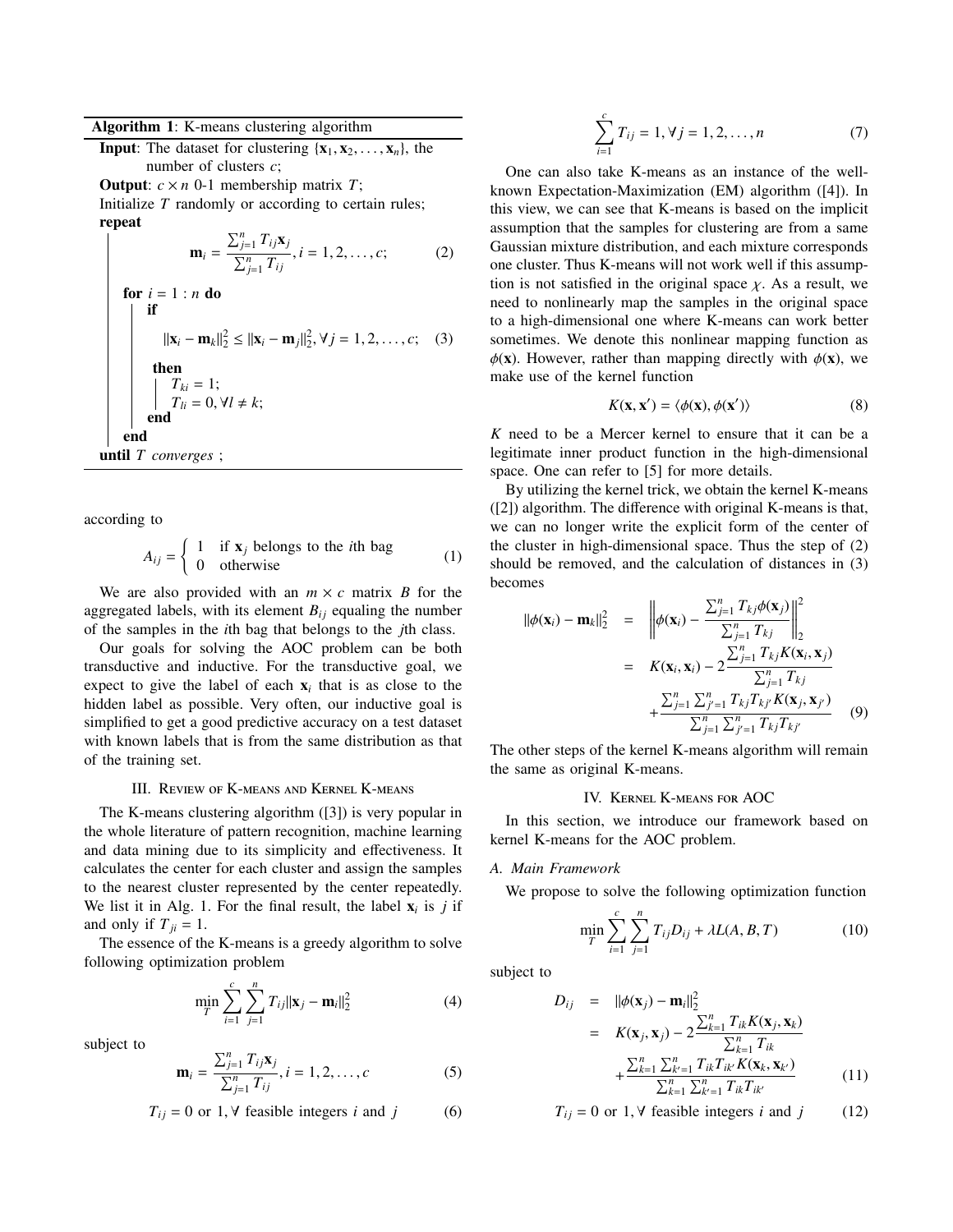**Algorithm 1**: K-means clustering algorithm

**Input**: The dataset for clustering $\{\mathbf{x}_1, \mathbf{x}_2, \ldots, \mathbf{x}_n\}$, the number of clusters $c$;

**Output**: $c \times n$ 0-1 membership matrix $T$;

Initialize $T$ randomly or according to certain rules;

**repeat**

$$\mathbf{m}_i = \frac{\sum_{j=1}^{n} T_{ij}\mathbf{x}_j}{\sum_{j=1}^{n} T_{ij}}, i = 1, 2, \ldots, c; \tag{2}$$

  **for** $i = 1 : n$ **do**

    **if**

$$\|\mathbf{x}_i - \mathbf{m}_k\|_2^2 \leq \|\mathbf{x}_i - \mathbf{m}_j\|_2^2, \forall j = 1, 2, \ldots, c; \tag{3}$$

    **then**

      $T_{ki} = 1$;

      $T_{li} = 0, \forall l \neq k$;

    **end**

  **end**

**until** *T converges* ;

according to

$$A_{ij} = \begin{cases} 1 & \text{if } \mathbf{x}_j \text{ belongs to the } i\text{th bag} \\ 0 & \text{otherwise} \end{cases} \tag{1}$$

We are also provided with an $m \times c$ matrix $B$ for the aggregated labels, with its element $B_{ij}$ equaling the number of the samples in the $i$th bag that belongs to the $j$th class.

Our goals for solving the AOC problem can be both transductive and inductive. For the transductive goal, we expect to give the label of each $\mathbf{x}_i$ that is as close to the hidden label as possible. Very often, our inductive goal is simplified to get a good predictive accuracy on a test dataset with known labels that is from the same distribution as that of the training set.

## III. Review of K-means and Kernel K-means

The K-means clustering algorithm ([3]) is very popular in the whole literature of pattern recognition, machine learning and data mining due to its simplicity and effectiveness. It calculates the center for each cluster and assign the samples to the nearest cluster represented by the center repeatedly. We list it in Alg. 1. For the final result, the label $\mathbf{x}_i$ is $j$ if and only if $T_{ji} = 1$.

The essence of the K-means is a greedy algorithm to solve following optimization problem

$$\min_T \sum_{i=1}^{c} \sum_{j=1}^{n} T_{ij} \|\mathbf{x}_j - \mathbf{m}_i\|_2^2 \tag{4}$$

subject to

$$\mathbf{m}_i = \frac{\sum_{j=1}^{n} T_{ij}\mathbf{x}_j}{\sum_{j=1}^{n} T_{ij}}, i = 1, 2, \ldots, c \tag{5}$$

$$T_{ij} = 0 \text{ or } 1, \forall \text{ feasible integers } i \text{ and } j \tag{6}$$

$$\sum_{i=1}^{c} T_{ij} = 1, \forall j = 1, 2, \ldots, n \tag{7}$$

One can also take K-means as an instance of the well-known Expectation-Maximization (EM) algorithm ([4]). In this view, we can see that K-means is based on the implicit assumption that the samples for clustering are from a same Gaussian mixture distribution, and each mixture corresponds one cluster. Thus K-means will not work well if this assumption is not satisfied in the original space $\chi$. As a result, we need to nonlinearly map the samples in the original space to a high-dimensional one where K-means can work better sometimes. We denote this nonlinear mapping function as $\phi(\mathbf{x})$. However, rather than mapping directly with $\phi(\mathbf{x})$, we make use of the kernel function

$$K(\mathbf{x}, \mathbf{x}') = \langle \phi(\mathbf{x}), \phi(\mathbf{x}') \rangle \tag{8}$$

$K$ need to be a Mercer kernel to ensure that it can be a legitimate inner product function in the high-dimensional space. One can refer to [5] for more details.

By utilizing the kernel trick, we obtain the kernel K-means ([2]) algorithm. The difference with original K-means is that, we can no longer write the explicit form of the center of the cluster in high-dimensional space. Thus the step of (2) should be removed, and the calculation of distances in (3) becomes

$$\begin{aligned} \|\phi(\mathbf{x}_i) - \mathbf{m}_k\|_2^2 &= \left\| \phi(\mathbf{x}_i) - \frac{\sum_{j=1}^{n} T_{kj}\phi(\mathbf{x}_j)}{\sum_{j=1}^{n} T_{kj}} \right\|_2^2 \\ &= K(\mathbf{x}_i, \mathbf{x}_i) - 2\frac{\sum_{j=1}^{n} T_{kj} K(\mathbf{x}_i, \mathbf{x}_j)}{\sum_{j=1}^{n} T_{kj}} \\ &\quad + \frac{\sum_{j=1}^{n}\sum_{j'=1}^{n} T_{kj}T_{kj'} K(\mathbf{x}_j, \mathbf{x}_{j'})}{\sum_{j=1}^{n}\sum_{j'=1}^{n} T_{kj}T_{kj'}} \end{aligned} \tag{9}$$

The other steps of the kernel K-means algorithm will remain the same as original K-means.

## IV. Kernel K-means for AOC

In this section, we introduce our framework based on kernel K-means for the AOC problem.

### A. Main Framework

We propose to solve the following optimization function

$$\min_T \sum_{i=1}^{c} \sum_{j=1}^{n} T_{ij} D_{ij} + \lambda L(A, B, T) \tag{10}$$

subject to

$$\begin{aligned} D_{ij} &= \|\phi(\mathbf{x}_j) - \mathbf{m}_i\|_2^2 \\ &= K(\mathbf{x}_j, \mathbf{x}_j) - 2\frac{\sum_{k=1}^{n} T_{ik} K(\mathbf{x}_j, \mathbf{x}_k)}{\sum_{k=1}^{n} T_{ik}} \\ &\quad + \frac{\sum_{k=1}^{n}\sum_{k'=1}^{n} T_{ik}T_{ik'} K(\mathbf{x}_k, \mathbf{x}_{k'})}{\sum_{k=1}^{n}\sum_{k'=1}^{n} T_{ik}T_{ik'}} \end{aligned} \tag{11}$$

$$T_{ij} = 0 \text{ or } 1, \forall \text{ feasible integers } i \text{ and } j \tag{12}$$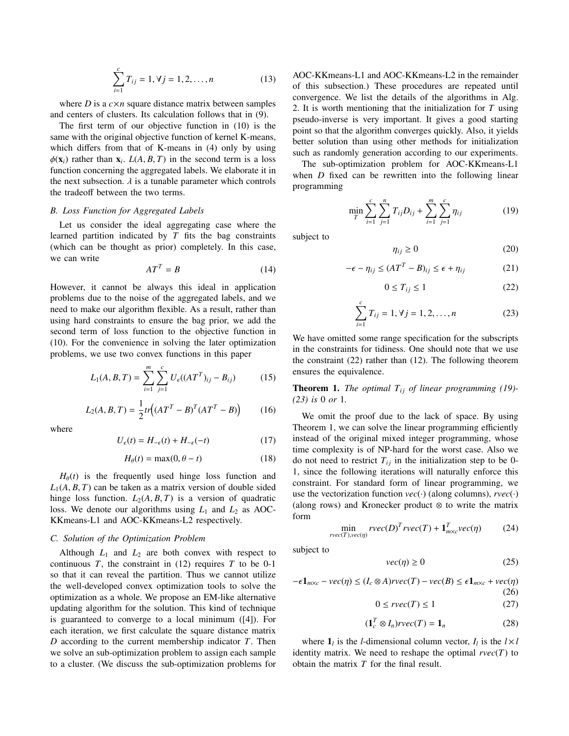$$\sum_{i=1}^{c} T_{ij} = 1, \forall j = 1, 2, \ldots, n \tag{13}$$

where $D$ is a $c \times n$ square distance matrix between samples and centers of clusters. Its calculation follows that in (9).

The first term of our objective function in (10) is the same with the original objective function of kernel K-means, which differs from that of K-means in (4) only by using $\phi(\mathbf{x}_i)$ rather than $\mathbf{x}_i$. $L(A, B, T)$ in the second term is a loss function concerning the aggregated labels. We elaborate it in the next subsection. $\lambda$ is a tunable parameter which controls the tradeoff between the two terms.

### B. Loss Function for Aggregated Labels

Let us consider the ideal aggregating case where the learned partition indicated by $T$ fits the bag constraints (which can be thought as prior) completely. In this case, we can write

$$AT^T = B \tag{14}$$

However, it cannot be always this ideal in application problems due to the noise of the aggregated labels, and we need to make our algorithm flexible. As a result, rather than using hard constraints to ensure the bag prior, we add the second term of loss function to the objective function in (10). For the convenience in solving the later optimization problems, we use two convex functions in this paper

$$L_1(A, B, T) = \sum_{i=1}^{m} \sum_{j=1}^{c} U_\epsilon((AT^T)_{ij} - B_{ij}) \tag{15}$$

$$L_2(A, B, T) = \frac{1}{2} tr\Big((AT^T - B)^T (AT^T - B)\Big) \tag{16}$$

where

$$U_\epsilon(t) = H_{-\epsilon}(t) + H_{-\epsilon}(-t) \tag{17}$$

$$H_\theta(t) = \max(0, \theta - t) \tag{18}$$

$H_\theta(t)$ is the frequently used hinge loss function and $L_1(A, B, T)$ can be taken as a matrix version of double sided hinge loss function. $L_2(A, B, T)$ is a version of quadratic loss. We denote our algorithms using $L_1$ and $L_2$ as AOC-KKmeans-L1 and AOC-KKmeans-L2 respectively.

### C. Solution of the Optimization Problem

Although $L_1$ and $L_2$ are both convex with respect to continuous $T$, the constraint in (12) requires $T$ to be 0-1 so that it can reveal the partition. Thus we cannot utilize the well-developed convex optimization tools to solve the optimization as a whole. We propose an EM-like alternative updating algorithm for the solution. This kind of technique is guaranteed to converge to a local minimum ([4]). For each iteration, we first calculate the square distance matrix $D$ according to the current membership indicator $T$. Then we solve an sub-optimization problem to assign each sample to a cluster. (We discuss the sub-optimization problems for AOC-KKmeans-L1 and AOC-KKmeans-L2 in the remainder of this subsection.) These procedures are repeated until convergence. We list the details of the algorithms in Alg. 2. It is worth mentioning that the initialization for $T$ using pseudo-inverse is very important. It gives a good starting point so that the algorithm converges quickly. Also, it yields better solution than using other methods for initialization such as randomly generation according to our experiments.

The sub-optimization problem for AOC-KKmeans-L1 when $D$ fixed can be rewritten into the following linear programming

$$\min_T \sum_{i=1}^{c} \sum_{j=1}^{n} T_{ij} D_{ij} + \sum_{i=1}^{m} \sum_{j=1}^{c} \eta_{ij} \tag{19}$$

subject to

$$\eta_{ij} \geq 0 \tag{20}$$

$$-\epsilon - \eta_{ij} \leq (AT^T - B)_{ij} \leq \epsilon + \eta_{ij} \tag{21}$$

$$0 \leq T_{ij} \leq 1 \tag{22}$$

$$\sum_{i=1}^{c} T_{ij} = 1, \forall j = 1, 2, \ldots, n \tag{23}$$

We have omitted some range specification for the subscripts in the constraints for tidiness. One should note that we use the constraint (22) rather than (12). The following theorem ensures the equivalence.

**Theorem 1.** *The optimal $T_{ij}$ of linear programming (19)-(23) is* 0 *or* 1.

We omit the proof due to the lack of space. By using Theorem 1, we can solve the linear programming efficiently instead of the original mixed integer programming, whose time complexity is of NP-hard for the worst case. Also we do not need to restrict $T_{ij}$ in the initialization step to be 0-1, since the following iterations will naturally enforce this constraint. For standard form of linear programming, we use the vectorization function $vec(\cdot)$ (along columns), $rvec(\cdot)$ (along rows) and Kronecker product $\otimes$ to write the matrix form

$$\min_{rvec(T), vec(\eta)} rvec(D)^T rvec(T) + \mathbf{1}_{m \times c}^T vec(\eta) \tag{24}$$

subject to

$$vec(\eta) \geq 0 \tag{25}$$

$$-\epsilon \mathbf{1}_{m \times c} - vec(\eta) \leq (I_c \otimes A) rvec(T) - vec(B) \leq \epsilon \mathbf{1}_{m \times c} + vec(\eta) \tag{26}$$

$$0 \leq rvec(T) \leq 1 \tag{27}$$

$$(\mathbf{1}_c^T \otimes I_n) rvec(T) = \mathbf{1}_n \tag{28}$$

where $\mathbf{1}_l$ is the $l$-dimensional column vector, $I_l$ is the $l \times l$ identity matrix. We need to reshape the optimal $rvec(T)$ to obtain the matrix $T$ for the final result.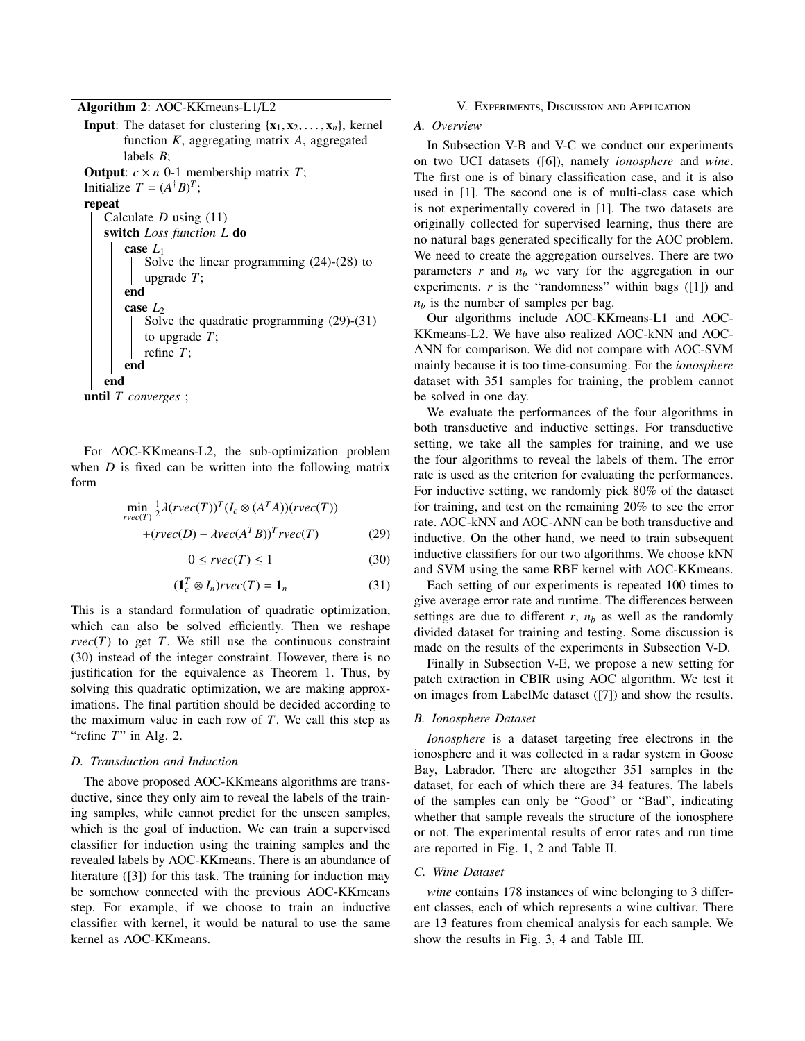**Algorithm 2**: AOC-KKmeans-L1/L2

```
Input: The dataset for clustering {x_1, x_2, ..., x_n}, kernel
       function K, aggregating matrix A, aggregated
       labels B;
Output: c × n 0-1 membership matrix T;
Initialize T = (A^† B)^T;
repeat
    Calculate D using (11)
    switch Loss function L do
        case L_1
            Solve the linear programming (24)-(28) to
            upgrade T;
        end
        case L_2
            Solve the quadratic programming (29)-(31)
            to upgrade T;
            refine T;
        end
    end
until T converges ;
```

For AOC-KKmeans-L2, the sub-optimization problem when $D$ is fixed can be written into the following matrix form

$$\min_{rvec(T)} \frac{1}{2}\lambda(rvec(T))^T(I_c \otimes (A^T A))(rvec(T)) + (rvec(D) - \lambda vec(A^T B))^T rvec(T) \tag{29}$$

$$0 \leq rvec(T) \leq 1 \tag{30}$$

$$(\mathbf{1}_c^T \otimes I_n) rvec(T) = \mathbf{1}_n \tag{31}$$

This is a standard formulation of quadratic optimization, which can also be solved efficiently. Then we reshape $rvec(T)$ to get $T$. We still use the continuous constraint (30) instead of the integer constraint. However, there is no justification for the equivalence as Theorem 1. Thus, by solving this quadratic optimization, we are making approximations. The final partition should be decided according to the maximum value in each row of $T$. We call this step as "refine $T$" in Alg. 2.

### D. Transduction and Induction

The above proposed AOC-KKmeans algorithms are transductive, since they only aim to reveal the labels of the training samples, while cannot predict for the unseen samples, which is the goal of induction. We can train a supervised classifier for induction using the training samples and the revealed labels by AOC-KKmeans. There is an abundance of literature ([3]) for this task. The training for induction may be somehow connected with the previous AOC-KKmeans step. For example, if we choose to train an inductive classifier with kernel, it would be natural to use the same kernel as AOC-KKmeans.

## V. Experiments, Discussion and Application

### A. Overview

In Subsection V-B and V-C we conduct our experiments on two UCI datasets ([6]), namely *ionosphere* and *wine*. The first one is of binary classification case, and it is also used in [1]. The second one is of multi-class case which is not experimentally covered in [1]. The two datasets are originally collected for supervised learning, thus there are no natural bags generated specifically for the AOC problem. We need to create the aggregation ourselves. There are two parameters $r$ and $n_b$ we vary for the aggregation in our experiments. $r$ is the "randomness" within bags ([1]) and $n_b$ is the number of samples per bag.

Our algorithms include AOC-KKmeans-L1 and AOC-KKmeans-L2. We have also realized AOC-kNN and AOC-ANN for comparison. We did not compare with AOC-SVM mainly because it is too time-consuming. For the *ionosphere* dataset with 351 samples for training, the problem cannot be solved in one day.

We evaluate the performances of the four algorithms in both transductive and inductive settings. For transductive setting, we take all the samples for training, and we use the four algorithms to reveal the labels of them. The error rate is used as the criterion for evaluating the performances. For inductive setting, we randomly pick 80% of the dataset for training, and test on the remaining 20% to see the error rate. AOC-kNN and AOC-ANN can be both transductive and inductive. On the other hand, we need to train subsequent inductive classifiers for our two algorithms. We choose kNN and SVM using the same RBF kernel with AOC-KKmeans.

Each setting of our experiments is repeated 100 times to give average error rate and runtime. The differences between settings are due to different $r$, $n_b$ as well as the randomly divided dataset for training and testing. Some discussion is made on the results of the experiments in Subsection V-D.

Finally in Subsection V-E, we propose a new setting for patch extraction in CBIR using AOC algorithm. We test it on images from LabelMe dataset ([7]) and show the results.

### B. Ionosphere Dataset

*Ionosphere* is a dataset targeting free electrons in the ionosphere and it was collected in a radar system in Goose Bay, Labrador. There are altogether 351 samples in the dataset, for each of which there are 34 features. The labels of the samples can only be "Good" or "Bad", indicating whether that sample reveals the structure of the ionosphere or not. The experimental results of error rates and run time are reported in Fig. 1, 2 and Table II.

### C. Wine Dataset

*wine* contains 178 instances of wine belonging to 3 different classes, each of which represents a wine cultivar. There are 13 features from chemical analysis for each sample. We show the results in Fig. 3, 4 and Table III.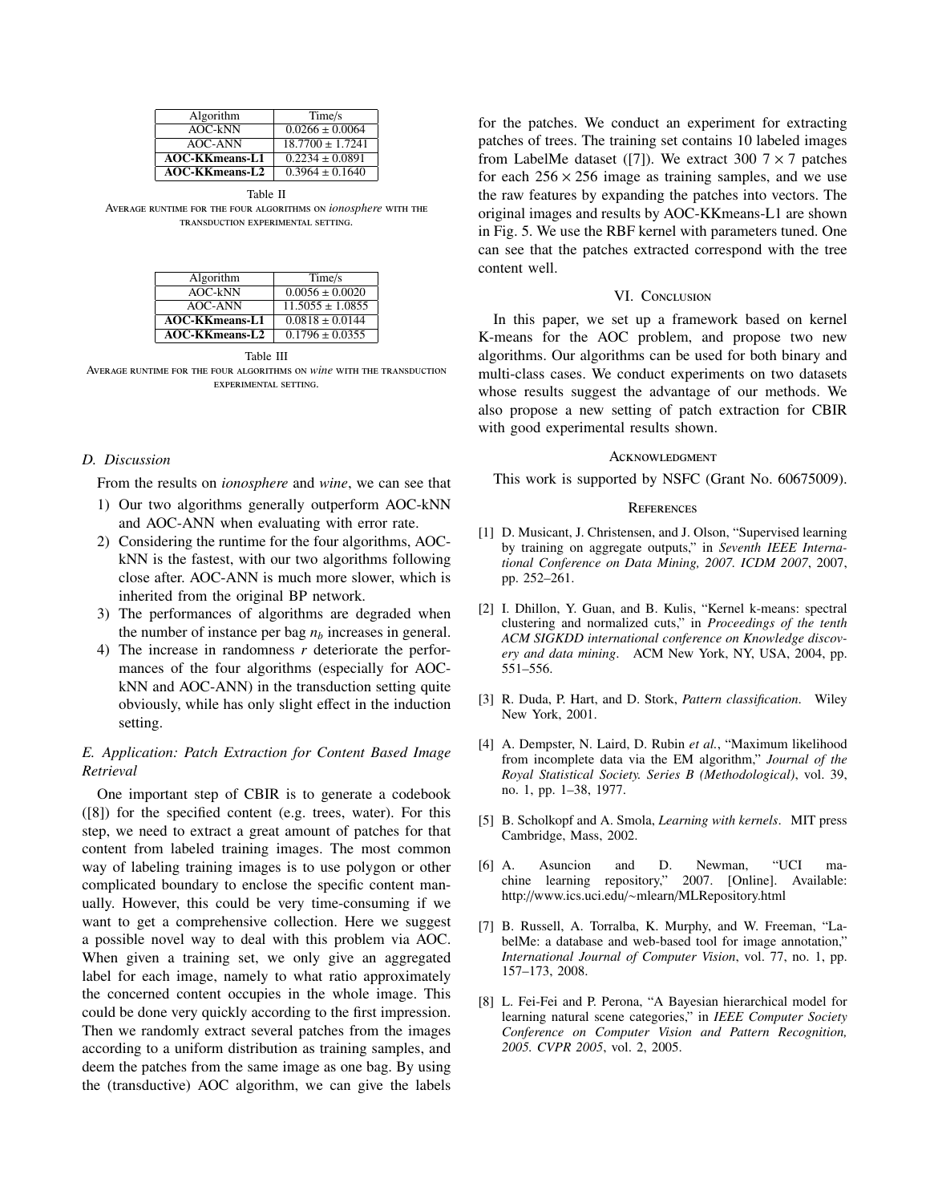| Algorithm | Time/s |
| --- | --- |
| AOC-kNN | $0.0266 \pm 0.0064$ |
| AOC-ANN | $18.7700 \pm 1.7241$ |
| **AOC-KKmeans-L1** | $0.2234 \pm 0.0891$ |
| **AOC-KKmeans-L2** | $0.3964 \pm 0.1640$ |

Table II

AVERAGE RUNTIME FOR THE FOUR ALGORITHMS ON *ionosphere* WITH THE TRANSDUCTION EXPERIMENTAL SETTING.

| Algorithm | Time/s |
| --- | --- |
| AOC-kNN | $0.0056 \pm 0.0020$ |
| AOC-ANN | $11.5055 \pm 1.0855$ |
| **AOC-KKmeans-L1** | $0.0818 \pm 0.0144$ |
| **AOC-KKmeans-L2** | $0.1796 \pm 0.0355$ |

Table III

AVERAGE RUNTIME FOR THE FOUR ALGORITHMS ON *wine* WITH THE TRANSDUCTION EXPERIMENTAL SETTING.

### D. Discussion

From the results on *ionosphere* and *wine*, we can see that

1) Our two algorithms generally outperform AOC-kNN and AOC-ANN when evaluating with error rate.
2) Considering the runtime for the four algorithms, AOC-kNN is the fastest, with our two algorithms following close after. AOC-ANN is much more slower, which is inherited from the original BP network.
3) The performances of algorithms are degraded when the number of instance per bag $n_b$ increases in general.
4) The increase in randomness $r$ deteriorate the performances of the four algorithms (especially for AOC-kNN and AOC-ANN) in the transduction setting quite obviously, while has only slight effect in the induction setting.

### E. Application: Patch Extraction for Content Based Image Retrieval

One important step of CBIR is to generate a codebook ([8]) for the specified content (e.g. trees, water). For this step, we need to extract a great amount of patches for that content from labeled training images. The most common way of labeling training images is to use polygon or other complicated boundary to enclose the specific content manually. However, this could be very time-consuming if we want to get a comprehensive collection. Here we suggest a possible novel way to deal with this problem via AOC. When given a training set, we only give an aggregated label for each image, namely to what ratio approximately the concerned content occupies in the whole image. This could be done very quickly according to the first impression. Then we randomly extract several patches from the images according to a uniform distribution as training samples, and deem the patches from the same image as one bag. By using the (transductive) AOC algorithm, we can give the labels for the patches. We conduct an experiment for extracting patches of trees. The training set contains 10 labeled images from LabelMe dataset ([7]). We extract 300 $7 \times 7$ patches for each $256 \times 256$ image as training samples, and we use the raw features by expanding the patches into vectors. The original images and results by AOC-KKmeans-L1 are shown in Fig. 5. We use the RBF kernel with parameters tuned. One can see that the patches extracted correspond with the tree content well.

## VI. CONCLUSION

In this paper, we set up a framework based on kernel K-means for the AOC problem, and propose two new algorithms. Our algorithms can be used for both binary and multi-class cases. We conduct experiments on two datasets whose results suggest the advantage of our methods. We also propose a new setting of patch extraction for CBIR with good experimental results shown.

## ACKNOWLEDGMENT

This work is supported by NSFC (Grant No. 60675009).

## REFERENCES

[1] D. Musicant, J. Christensen, and J. Olson, "Supervised learning by training on aggregate outputs," in *Seventh IEEE International Conference on Data Mining, 2007. ICDM 2007*, 2007, pp. 252–261.

[2] I. Dhillon, Y. Guan, and B. Kulis, "Kernel k-means: spectral clustering and normalized cuts," in *Proceedings of the tenth ACM SIGKDD international conference on Knowledge discovery and data mining*. ACM New York, NY, USA, 2004, pp. 551–556.

[3] R. Duda, P. Hart, and D. Stork, *Pattern classification*. Wiley New York, 2001.

[4] A. Dempster, N. Laird, D. Rubin *et al.*, "Maximum likelihood from incomplete data via the EM algorithm," *Journal of the Royal Statistical Society. Series B (Methodological)*, vol. 39, no. 1, pp. 1–38, 1977.

[5] B. Scholkopf and A. Smola, *Learning with kernels*. MIT press Cambridge, Mass, 2002.

[6] A. Asuncion and D. Newman, "UCI machine learning repository," 2007. [Online]. Available: http://www.ics.uci.edu/∼mlearn/MLRepository.html

[7] B. Russell, A. Torralba, K. Murphy, and W. Freeman, "LabelMe: a database and web-based tool for image annotation," *International Journal of Computer Vision*, vol. 77, no. 1, pp. 157–173, 2008.

[8] L. Fei-Fei and P. Perona, "A Bayesian hierarchical model for learning natural scene categories," in *IEEE Computer Society Conference on Computer Vision and Pattern Recognition, 2005. CVPR 2005*, vol. 2, 2005.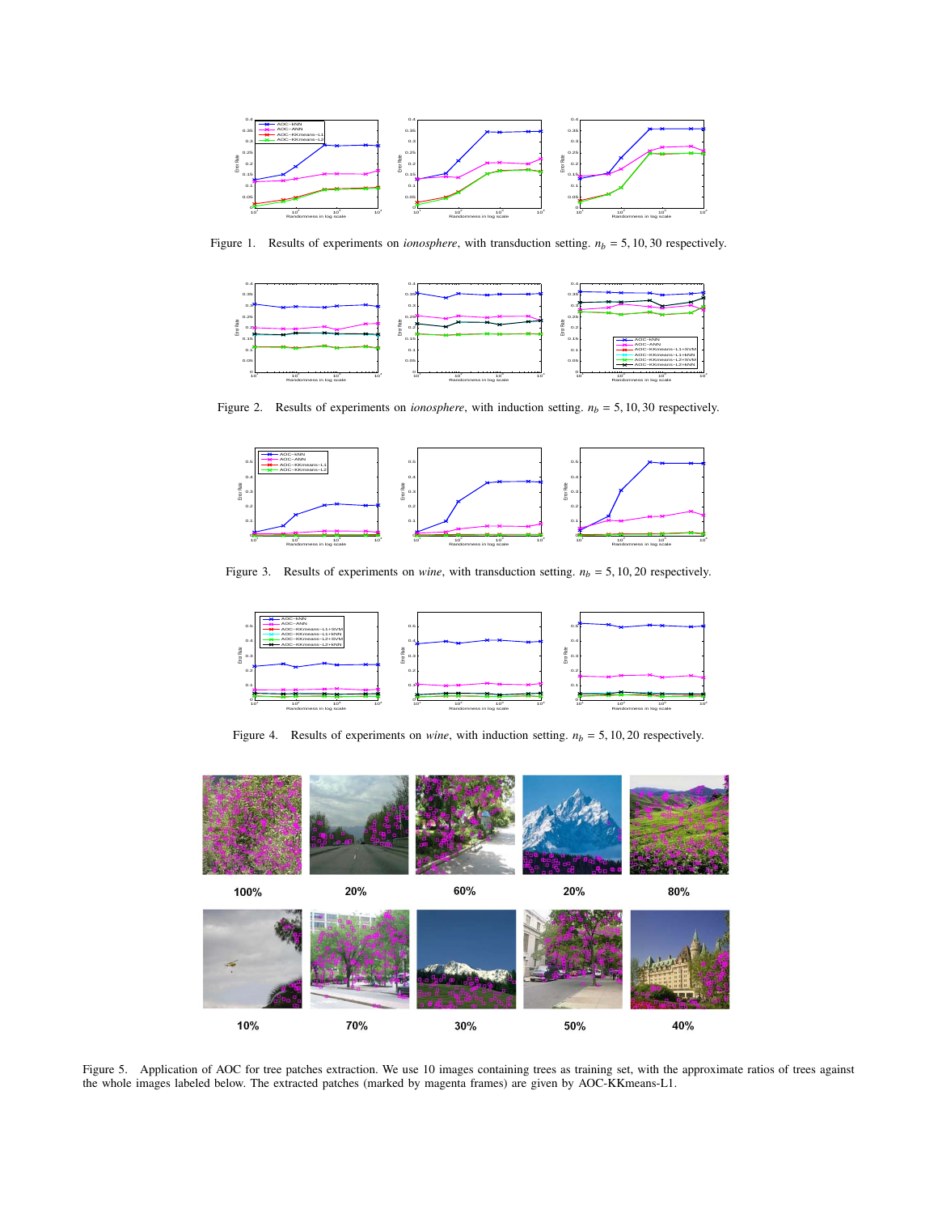AOC-kNN
AOC-ANN
AOC-KKmeans-L1
AOC-KKmeans-L2

Error Rate

Randomness in log scale

Figure 1. Results of experiments on *ionosphere*, with transduction setting. $n_b = 5, 10, 30$ respectively.

AOC-kNN
AOC-ANN
AOC-KKmeans-L1+SVM
AOC-KKmeans-L1+kNN
AOC-KKmeans-L2+SVM
AOC-KKmeans-L2+kNN

Error Rate

Randomness in log scale

Figure 2. Results of experiments on *ionosphere*, with induction setting. $n_b = 5, 10, 30$ respectively.

AOC-kNN
AOC-ANN
AOC-KKmeans-L1
AOC-KKmeans-L2

Error Rate

Randomness in log scale

Figure 3. Results of experiments on *wine*, with transduction setting. $n_b = 5, 10, 20$ respectively.

AOC-kNN
AOC-ANN
AOC-KKmeans-L1+SVM
AOC-KKmeans-L1+kNN
AOC-KKmeans-L2+SVM
AOC-KKmeans-L2+kNN

Error Rate

Randomness in log scale

Figure 4. Results of experiments on *wine*, with induction setting. $n_b = 5, 10, 20$ respectively.

100% 20% 60% 20% 80%

10% 70% 30% 50% 40%

Figure 5. Application of AOC for tree patches extraction. We use 10 images containing trees as training set, with the approximate ratios of trees against the whole images labeled below. The extracted patches (marked by magenta frames) are given by AOC-KKmeans-L1.